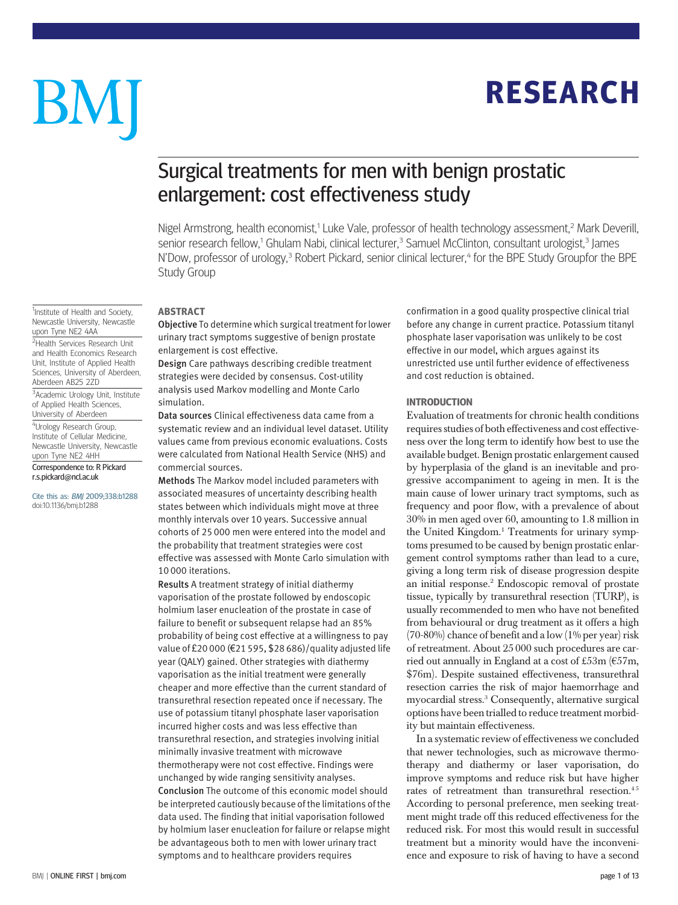# Surgical treatments for men with benign prostatic enlargement: cost effectiveness study

Nigel Armstrong, health economist,[1] Luke Vale, professor of health technology assessment,[2] Mark Deverill, senior research fellow,[1] Ghulam Nabi, clinical lecturer,[3] Samuel McClinton, consultant urologist,[3] James N'Dow, professor of urology,[3] Robert Pickard, senior clinical lecturer,[4] for the BPE Study Groupfor the BPE Study Group

[1]Institute of Health and Society, Newcastle University, Newcastle upon Tyne NE2 4AA

[2]Health Services Research Unit and Health Economics Research Unit, Institute of Applied Health Sciences, University of Aberdeen, Aberdeen AB25 2ZD

[3]Academic Urology Unit, Institute of Applied Health Sciences, University of Aberdeen

[4]Urology Research Group, Institute of Cellular Medicine, Newcastle University, Newcastle upon Tyne NE2 4HH

Correspondence to: R Pickard r.s.pickard@ncl.ac.uk

Cite this as: *BMJ* 2009;338:b1288
doi:10.1136/bmj.b1288

## ABSTRACT

**Objective** To determine which surgical treatment for lower urinary tract symptoms suggestive of benign prostate enlargement is cost effective.

**Design** Care pathways describing credible treatment strategies were decided by consensus. Cost-utility analysis used Markov modelling and Monte Carlo simulation.

**Data sources** Clinical effectiveness data came from a systematic review and an individual level dataset. Utility values came from previous economic evaluations. Costs were calculated from National Health Service (NHS) and commercial sources.

**Methods** The Markov model included parameters with associated measures of uncertainty describing health states between which individuals might move at three monthly intervals over 10 years. Successive annual cohorts of 25 000 men were entered into the model and the probability that treatment strategies were cost effective was assessed with Monte Carlo simulation with 10 000 iterations.

**Results** A treatment strategy of initial diathermy vaporisation of the prostate followed by endoscopic holmium laser enucleation of the prostate in case of failure to benefit or subsequent relapse had an 85% probability of being cost effective at a willingness to pay value of £20 000 (€21 595, $28 686)/quality adjusted life year (QALY) gained. Other strategies with diathermy vaporisation as the initial treatment were generally cheaper and more effective than the current standard of transurethral resection repeated once if necessary. The use of potassium titanyl phosphate laser vaporisation incurred higher costs and was less effective than transurethral resection, and strategies involving initial minimally invasive treatment with microwave thermotherapy were not cost effective. Findings were unchanged by wide ranging sensitivity analyses.

**Conclusion** The outcome of this economic model should be interpreted cautiously because of the limitations of the data used. The finding that initial vaporisation followed by holmium laser enucleation for failure or relapse might be advantageous both to men with lower urinary tract symptoms and to healthcare providers requires confirmation in a good quality prospective clinical trial before any change in current practice. Potassium titanyl phosphate laser vaporisation was unlikely to be cost effective in our model, which argues against its unrestricted use until further evidence of effectiveness and cost reduction is obtained.

## INTRODUCTION

Evaluation of treatments for chronic health conditions requires studies of both effectiveness and cost effectiveness over the long term to identify how best to use the available budget. Benign prostatic enlargement caused by hyperplasia of the gland is an inevitable and progressive accompaniment to ageing in men. It is the main cause of lower urinary tract symptoms, such as frequency and poor flow, with a prevalence of about 30% in men aged over 60, amounting to 1.8 million in the United Kingdom.[1] Treatments for urinary symptoms presumed to be caused by benign prostatic enlargement control symptoms rather than lead to a cure, giving a long term risk of disease progression despite an initial response.[2] Endoscopic removal of prostate tissue, typically by transurethral resection (TURP), is usually recommended to men who have not benefited from behavioural or drug treatment as it offers a high (70-80%) chance of benefit and a low (1% per year) risk of retreatment. About 25 000 such procedures are carried out annually in England at a cost of £53m (€57m, $76m). Despite sustained effectiveness, transurethral resection carries the risk of major haemorrhage and myocardial stress.[3] Consequently, alternative surgical options have been trialled to reduce treatment morbidity but maintain effectiveness.

In a systematic review of effectiveness we concluded that newer technologies, such as microwave thermotherapy and diathermy or laser vaporisation, do improve symptoms and reduce risk but have higher rates of retreatment than transurethral resection.[4,5] According to personal preference, men seeking treatment might trade off this reduced effectiveness for the reduced risk. For most this would result in successful treatment but a minority would have the inconvenience and exposure to risk of having to have a second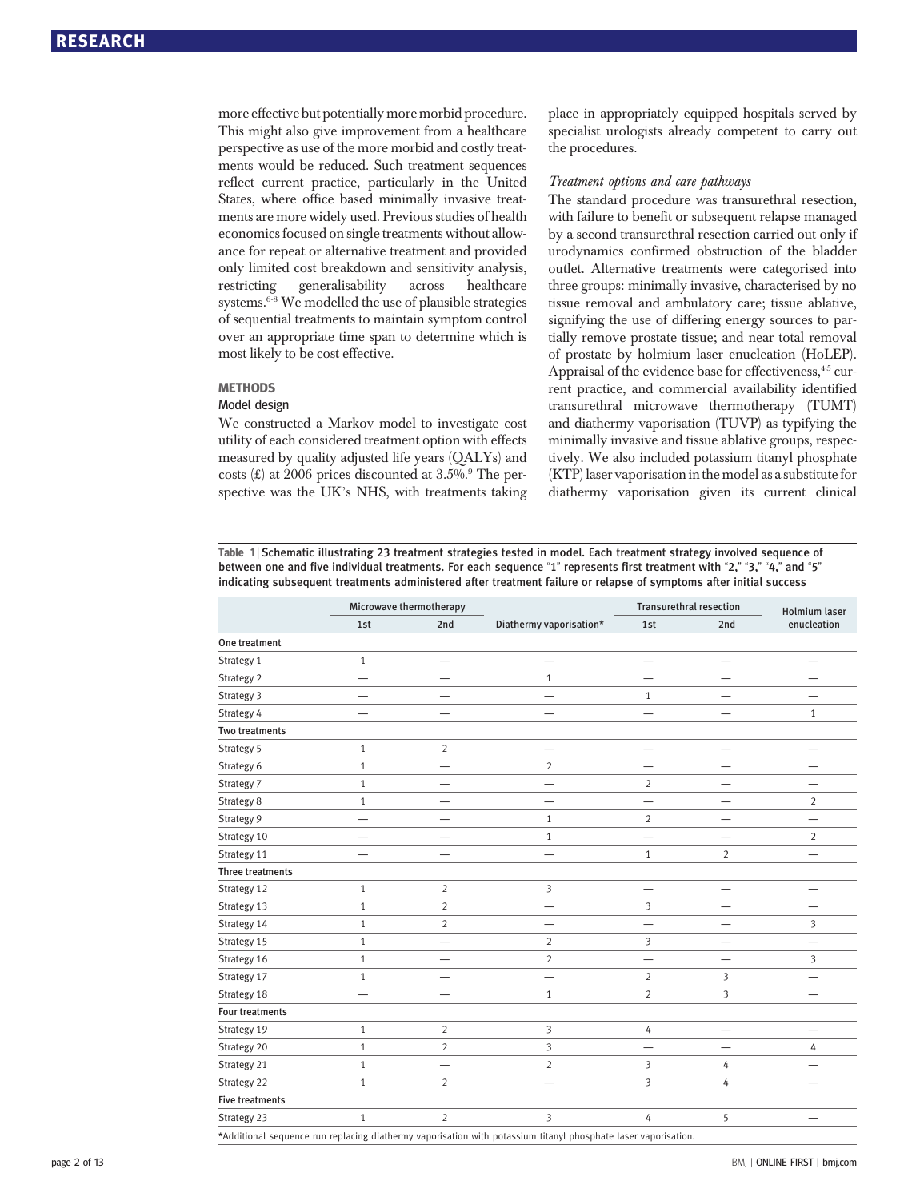more effective but potentially more morbid procedure. This might also give improvement from a healthcare perspective as use of the more morbid and costly treatments would be reduced. Such treatment sequences reflect current practice, particularly in the United States, where office based minimally invasive treatments are more widely used. Previous studies of health economics focused on single treatments without allowance for repeat or alternative treatment and provided only limited cost breakdown and sensitivity analysis, restricting generalisability across healthcare systems.[6-8] We modelled the use of plausible strategies of sequential treatments to maintain symptom control over an appropriate time span to determine which is most likely to be cost effective.

## METHODS

### Model design

We constructed a Markov model to investigate cost utility of each considered treatment option with effects measured by quality adjusted life years (QALYs) and costs (£) at 2006 prices discounted at 3.5%.[9] The perspective was the UK's NHS, with treatments taking place in appropriately equipped hospitals served by specialist urologists already competent to carry out the procedures.

### *Treatment options and care pathways*

The standard procedure was transurethral resection, with failure to benefit or subsequent relapse managed by a second transurethral resection carried out only if urodynamics confirmed obstruction of the bladder outlet. Alternative treatments were categorised into three groups: minimally invasive, characterised by no tissue removal and ambulatory care; tissue ablative, signifying the use of differing energy sources to partially remove prostate tissue; and near total removal of prostate by holmium laser enucleation (HoLEP). Appraisal of the evidence base for effectiveness,[4,5] current practice, and commercial availability identified transurethral microwave thermotherapy (TUMT) and diathermy vaporisation (TUVP) as typifying the minimally invasive and tissue ablative groups, respectively. We also included potassium titanyl phosphate (KTP) laser vaporisation in the model as a substitute for diathermy vaporisation given its current clinical

**Table 1** | Schematic illustrating 23 treatment strategies tested in model. Each treatment strategy involved sequence of between one and five individual treatments. For each sequence "1" represents first treatment with "2," "3," "4," and "5" indicating subsequent treatments administered after treatment failure or relapse of symptoms after initial success

| | Microwave thermotherapy | | Diathermy vaporisation* | Transurethral resection | | Holmium laser enucleation |
|---|---|---|---|---|---|---|
| | 1st | 2nd | | 1st | 2nd | |
| **One treatment** | | | | | | |
| Strategy 1 | 1 | — | — | — | — | — |
| Strategy 2 | — | — | 1 | — | — | — |
| Strategy 3 | — | — | — | 1 | — | — |
| Strategy 4 | — | — | — | — | — | 1 |
| **Two treatments** | | | | | | |
| Strategy 5 | 1 | 2 | — | — | — | — |
| Strategy 6 | 1 | — | 2 | — | — | — |
| Strategy 7 | 1 | — | — | 2 | — | — |
| Strategy 8 | 1 | — | — | — | — | 2 |
| Strategy 9 | — | — | 1 | 2 | — | — |
| Strategy 10 | — | — | 1 | — | — | 2 |
| Strategy 11 | — | — | — | 1 | 2 | — |
| **Three treatments** | | | | | | |
| Strategy 12 | 1 | 2 | 3 | — | — | — |
| Strategy 13 | 1 | 2 | — | 3 | — | — |
| Strategy 14 | 1 | 2 | — | — | — | 3 |
| Strategy 15 | 1 | — | 2 | 3 | — | — |
| Strategy 16 | 1 | — | 2 | — | — | 3 |
| Strategy 17 | 1 | — | — | 2 | 3 | — |
| Strategy 18 | — | — | 1 | 2 | 3 | — |
| **Four treatments** | | | | | | |
| Strategy 19 | 1 | 2 | 3 | 4 | — | — |
| Strategy 20 | 1 | 2 | 3 | — | — | 4 |
| Strategy 21 | 1 | — | 2 | 3 | 4 | — |
| Strategy 22 | 1 | 2 | — | 3 | 4 | — |
| **Five treatments** | | | | | | |
| Strategy 23 | 1 | 2 | 3 | 4 | 5 | — |

*Additional sequence run replacing diathermy vaporisation with potassium titanyl phosphate laser vaporisation.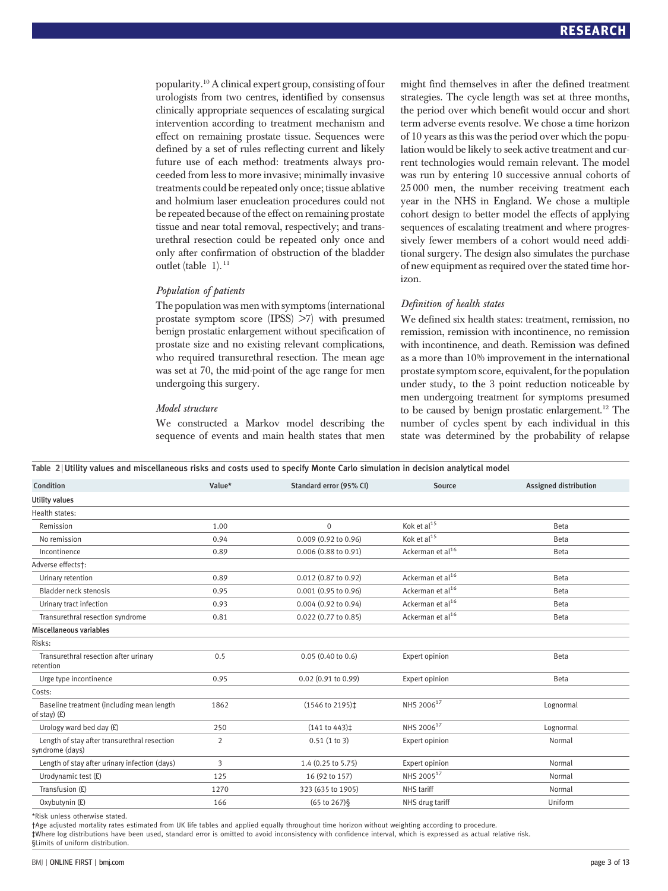popularity.[10] A clinical expert group, consisting of four urologists from two centres, identified by consensus clinically appropriate sequences of escalating surgical intervention according to treatment mechanism and effect on remaining prostate tissue. Sequences were defined by a set of rules reflecting current and likely future use of each method: treatments always proceeded from less to more invasive; minimally invasive treatments could be repeated only once; tissue ablative and holmium laser enucleation procedures could not be repeated because of the effect on remaining prostate tissue and near total removal, respectively; and transurethral resection could be repeated only once and only after confirmation of obstruction of the bladder outlet (table 1).[11]

*Population of patients*

The population was men with symptoms (international prostate symptom score (IPSS) >7) with presumed benign prostatic enlargement without specification of prostate size and no existing relevant complications, who required transurethral resection. The mean age was set at 70, the mid-point of the age range for men undergoing this surgery.

*Model structure*

We constructed a Markov model describing the sequence of events and main health states that men might find themselves in after the defined treatment strategies. The cycle length was set at three months, the period over which benefit would occur and short term adverse events resolve. We chose a time horizon of 10 years as this was the period over which the population would be likely to seek active treatment and current technologies would remain relevant. The model was run by entering 10 successive annual cohorts of 25 000 men, the number receiving treatment each year in the NHS in England. We chose a multiple cohort design to better model the effects of applying sequences of escalating treatment and where progressively fewer members of a cohort would need additional surgery. The design also simulates the purchase of new equipment as required over the stated time horizon.

*Definition of health states*

We defined six health states: treatment, remission, no remission, remission with incontinence, no remission with incontinence, and death. Remission was defined as a more than 10% improvement in the international prostate symptom score, equivalent, for the population under study, to the 3 point reduction noticeable by men undergoing treatment for symptoms presumed to be caused by benign prostatic enlargement.[12] The number of cycles spent by each individual in this state was determined by the probability of relapse

**Table 2** | Utility values and miscellaneous risks and costs used to specify Monte Carlo simulation in decision analytical model

| Condition | Value* | Standard error (95% CI) | Source | Assigned distribution |
|---|---|---|---|---|
| **Utility values** | | | | |
| Health states: | | | | |
| Remission | 1.00 | 0 | Kok et al[15] | Beta |
| No remission | 0.94 | 0.009 (0.92 to 0.96) | Kok et al[15] | Beta |
| Incontinence | 0.89 | 0.006 (0.88 to 0.91) | Ackerman et al[16] | Beta |
| Adverse effects†: | | | | |
| Urinary retention | 0.89 | 0.012 (0.87 to 0.92) | Ackerman et al[16] | Beta |
| Bladder neck stenosis | 0.95 | 0.001 (0.95 to 0.96) | Ackerman et al[16] | Beta |
| Urinary tract infection | 0.93 | 0.004 (0.92 to 0.94) | Ackerman et al[16] | Beta |
| Transurethral resection syndrome | 0.81 | 0.022 (0.77 to 0.85) | Ackerman et al[16] | Beta |
| **Miscellaneous variables** | | | | |
| Risks: | | | | |
| Transurethral resection after urinary retention | 0.5 | 0.05 (0.40 to 0.6) | Expert opinion | Beta |
| Urge type incontinence | 0.95 | 0.02 (0.91 to 0.99) | Expert opinion | Beta |
| Costs: | | | | |
| Baseline treatment (including mean length of stay) (£) | 1862 | (1546 to 2195)‡ | NHS 2006[17] | Lognormal |
| Urology ward bed day (£) | 250 | (141 to 443)‡ | NHS 2006[17] | Lognormal |
| Length of stay after transurethral resection syndrome (days) | 2 | 0.51 (1 to 3) | Expert opinion | Normal |
| Length of stay after urinary infection (days) | 3 | 1.4 (0.25 to 5.75) | Expert opinion | Normal |
| Urodynamic test (£) | 125 | 16 (92 to 157) | NHS 2005[17] | Normal |
| Transfusion (£) | 1270 | 323 (635 to 1905) | NHS tariff | Normal |
| Oxybutynin (£) | 166 | (65 to 267)§ | NHS drug tariff | Uniform |

*Risk unless otherwise stated.
†Age adjusted mortality rates estimated from UK life tables and applied equally throughout time horizon without weighting according to procedure.
‡Where log distributions have been used, standard error is omitted to avoid inconsistency with confidence interval, which is expressed as actual relative risk.
§Limits of uniform distribution.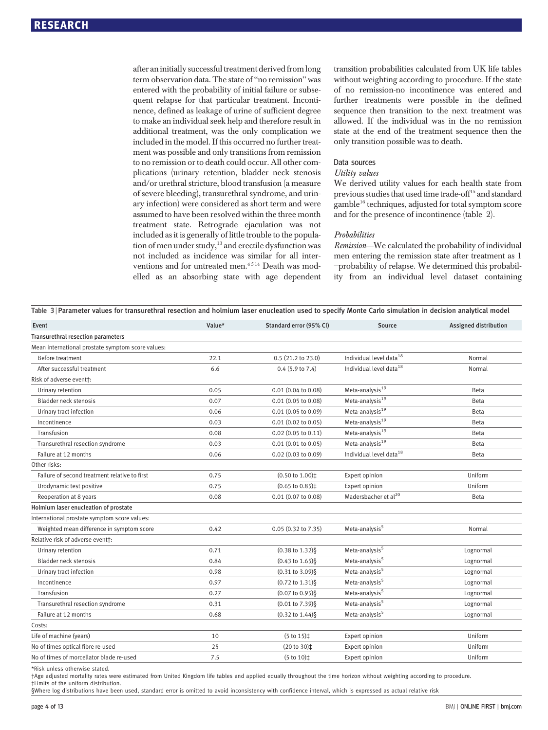after an initially successful treatment derived from long term observation data. The state of "no remission" was entered with the probability of initial failure or subsequent relapse for that particular treatment. Incontinence, defined as leakage of urine of sufficient degree to make an individual seek help and therefore result in additional treatment, was the only complication we included in the model. If this occurred no further treatment was possible and only transitions from remission to no remission or to death could occur. All other complications (urinary retention, bladder neck stenosis and/or urethral stricture, blood transfusion (a measure of severe bleeding), transurethral syndrome, and urinary infection) were considered as short term and were assumed to have been resolved within the three month treatment state. Retrograde ejaculation was not included as it is generally of little trouble to the population of men under study,[13] and erectile dysfunction was not included as incidence was similar for all interventions and for untreated men.[4 5 14] Death was modelled as an absorbing state with age dependent transition probabilities calculated from UK life tables without weighting according to procedure. If the state of no remission-no incontinence was entered and further treatments were possible in the defined sequence then transition to the next treatment was allowed. If the individual was in the no remission state at the end of the treatment sequence then the only transition possible was to death.

### Data sources

#### *Utility values*

We derived utility values for each health state from previous studies that used time trade-off[15] and standard gamble[16] techniques, adjusted for total symptom score and for the presence of incontinence (table 2).

#### *Probabilities*

*Remission*—We calculated the probability of individual men entering the remission state after treatment as 1 −probability of relapse. We determined this probability from an individual level dataset containing

**Table 3** | **Parameter values for transurethral resection and holmium laser enucleation used to specify Monte Carlo simulation in decision analytical model**

| Event | Value* | Standard error (95% CI) | Source | Assigned distribution |
|---|---|---|---|---|
| **Transurethral resection parameters** | | | | |
| Mean international prostate symptom score values: | | | | |
| Before treatment | 22.1 | 0.5 (21.2 to 23.0) | Individual level data[18] | Normal |
| After successful treatment | 6.6 | 0.4 (5.9 to 7.4) | Individual level data[18] | Normal |
| Risk of adverse event†: | | | | |
| Urinary retention | 0.05 | 0.01 (0.04 to 0.08) | Meta-analysis[19] | Beta |
| Bladder neck stenosis | 0.07 | 0.01 (0.05 to 0.08) | Meta-analysis[19] | Beta |
| Urinary tract infection | 0.06 | 0.01 (0.05 to 0.09) | Meta-analysis[19] | Beta |
| Incontinence | 0.03 | 0.01 (0.02 to 0.05) | Meta-analysis[19] | Beta |
| Transfusion | 0.08 | 0.02 (0.05 to 0.11) | Meta-analysis[19] | Beta |
| Transurethral resection syndrome | 0.03 | 0.01 (0.01 to 0.05) | Meta-analysis[19] | Beta |
| Failure at 12 months | 0.06 | 0.02 (0.03 to 0.09) | Individual level data[18] | Beta |
| Other risks: | | | | |
| Failure of second treatment relative to first | 0.75 | (0.50 to 1.00)‡ | Expert opinion | Uniform |
| Urodynamic test positive | 0.75 | (0.65 to 0.85)‡ | Expert opinion | Uniform |
| Reoperation at 8 years | 0.08 | 0.01 (0.07 to 0.08) | Madersbacher et al[20] | Beta |
| **Holmium laser enucleation of prostate** | | | | |
| International prostate symptom score values: | | | | |
| Weighted mean difference in symptom score | 0.42 | 0.05 (0.32 to 7.35) | Meta-analysis[5] | Normal |
| Relative risk of adverse event†: | | | | |
| Urinary retention | 0.71 | (0.38 to 1.32)§ | Meta-analysis[5] | Lognormal |
| Bladder neck stenosis | 0.84 | (0.43 to 1.65)§ | Meta-analysis[5] | Lognormal |
| Urinary tract infection | 0.98 | (0.31 to 3.09)§ | Meta-analysis[5] | Lognormal |
| Incontinence | 0.97 | (0.72 to 1.31)§ | Meta-analysis[5] | Lognormal |
| Transfusion | 0.27 | (0.07 to 0.95)§ | Meta-analysis[5] | Lognormal |
| Transurethral resection syndrome | 0.31 | (0.01 to 7.39)§ | Meta-analysis[5] | Lognormal |
| Failure at 12 months | 0.68 | (0.32 to 1.44)§ | Meta-analysis[5] | Lognormal |
| Costs: | | | | |
| Life of machine (years) | 10 | (5 to 15)‡ | Expert opinion | Uniform |
| No of times optical fibre re-used | 25 | (20 to 30)‡ | Expert opinion | Uniform |
| No of times of morcellator blade re-used | 7.5 | (5 to 10)‡ | Expert opinion | Uniform |

*Risk unless otherwise stated.

†Age adjusted mortality rates were estimated from United Kingdom life tables and applied equally throughout the time horizon without weighting according to procedure.

‡Limits of the uniform distribution.

§Where log distributions have been used, standard error is omitted to avoid inconsistency with confidence interval, which is expressed as actual relative risk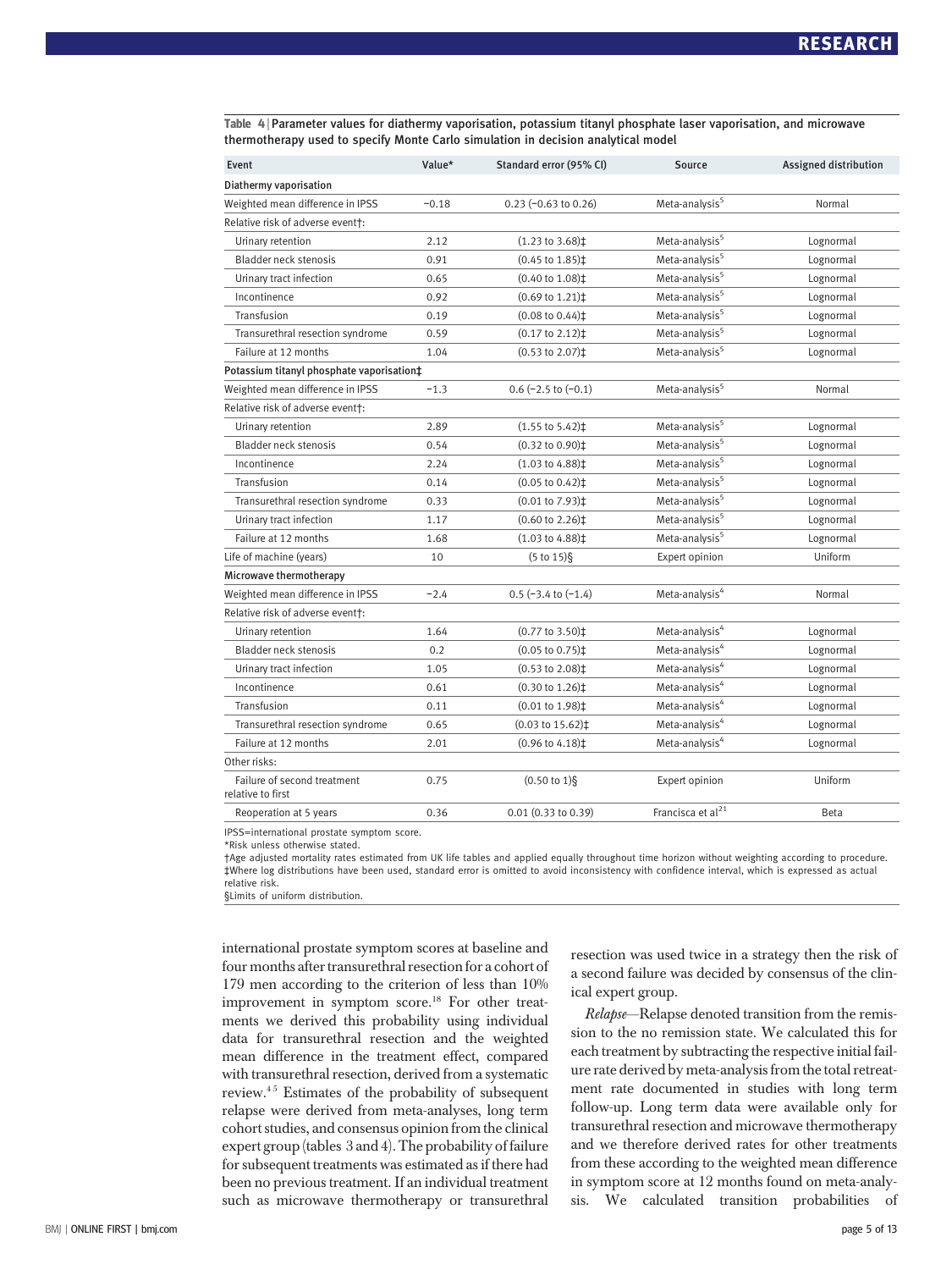**Table 4** | Parameter values for diathermy vaporisation, potassium titanyl phosphate laser vaporisation, and microwave thermotherapy used to specify Monte Carlo simulation in decision analytical model

| Event | Value* | Standard error (95% CI) | Source | Assigned distribution |
|---|---|---|---|---|
| **Diathermy vaporisation** | | | | |
| Weighted mean difference in IPSS | −0.18 | 0.23 (−0.63 to 0.26) | Meta-analysis[5] | Normal |
| Relative risk of adverse event†: | | | | |
| Urinary retention | 2.12 | (1.23 to 3.68)‡ | Meta-analysis[5] | Lognormal |
| Bladder neck stenosis | 0.91 | (0.45 to 1.85)‡ | Meta-analysis[5] | Lognormal |
| Urinary tract infection | 0.65 | (0.40 to 1.08)‡ | Meta-analysis[5] | Lognormal |
| Incontinence | 0.92 | (0.69 to 1.21)‡ | Meta-analysis[5] | Lognormal |
| Transfusion | 0.19 | (0.08 to 0.44)‡ | Meta-analysis[5] | Lognormal |
| Transurethral resection syndrome | 0.59 | (0.17 to 2.12)‡ | Meta-analysis[5] | Lognormal |
| Failure at 12 months | 1.04 | (0.53 to 2.07)‡ | Meta-analysis[5] | Lognormal |
| **Potassium titanyl phosphate vaporisation‡** | | | | |
| Weighted mean difference in IPSS | −1.3 | 0.6 (−2.5 to (−0.1) | Meta-analysis[5] | Normal |
| Relative risk of adverse event†: | | | | |
| Urinary retention | 2.89 | (1.55 to 5.42)‡ | Meta-analysis[5] | Lognormal |
| Bladder neck stenosis | 0.54 | (0.32 to 0.90)‡ | Meta-analysis[5] | Lognormal |
| Incontinence | 2.24 | (1.03 to 4.88)‡ | Meta-analysis[5] | Lognormal |
| Transfusion | 0.14 | (0.05 to 0.42)‡ | Meta-analysis[5] | Lognormal |
| Transurethral resection syndrome | 0.33 | (0.01 to 7.93)‡ | Meta-analysis[5] | Lognormal |
| Urinary tract infection | 1.17 | (0.60 to 2.26)‡ | Meta-analysis[5] | Lognormal |
| Failure at 12 months | 1.68 | (1.03 to 4.88)‡ | Meta-analysis[5] | Lognormal |
| Life of machine (years) | 10 | (5 to 15)§ | Expert opinion | Uniform |
| **Microwave thermotherapy** | | | | |
| Weighted mean difference in IPSS | −2.4 | 0.5 (−3.4 to (−1.4) | Meta-analysis[4] | Normal |
| Relative risk of adverse event†: | | | | |
| Urinary retention | 1.64 | (0.77 to 3.50)‡ | Meta-analysis[4] | Lognormal |
| Bladder neck stenosis | 0.2 | (0.05 to 0.75)‡ | Meta-analysis[4] | Lognormal |
| Urinary tract infection | 1.05 | (0.53 to 2.08)‡ | Meta-analysis[4] | Lognormal |
| Incontinence | 0.61 | (0.30 to 1.26)‡ | Meta-analysis[4] | Lognormal |
| Transfusion | 0.11 | (0.01 to 1.98)‡ | Meta-analysis[4] | Lognormal |
| Transurethral resection syndrome | 0.65 | (0.03 to 15.62)‡ | Meta-analysis[4] | Lognormal |
| Failure at 12 months | 2.01 | (0.96 to 4.18)‡ | Meta-analysis[4] | Lognormal |
| Other risks: | | | | |
| Failure of second treatment relative to first | 0.75 | (0.50 to 1)§ | Expert opinion | Uniform |
| Reoperation at 5 years | 0.36 | 0.01 (0.33 to 0.39) | Francisca et al[21] | Beta |

IPSS=international prostate symptom score.
*Risk unless otherwise stated.
†Age adjusted mortality rates estimated from UK life tables and applied equally throughout time horizon without weighting according to procedure.
‡Where log distributions have been used, standard error is omitted to avoid inconsistency with confidence interval, which is expressed as actual relative risk.
§Limits of uniform distribution.

international prostate symptom scores at baseline and four months after transurethral resection for a cohort of 179 men according to the criterion of less than 10% improvement in symptom score.[18] For other treatments we derived this probability using individual data for transurethral resection and the weighted mean difference in the treatment effect, compared with transurethral resection, derived from a systematic review.[4 5] Estimates of the probability of subsequent relapse were derived from meta-analyses, long term cohort studies, and consensus opinion from the clinical expert group (tables 3 and 4). The probability of failure for subsequent treatments was estimated as if there had been no previous treatment. If an individual treatment such as microwave thermotherapy or transurethral resection was used twice in a strategy then the risk of a second failure was decided by consensus of the clinical expert group.

*Relapse*—Relapse denoted transition from the remission to the no remission state. We calculated this for each treatment by subtracting the respective initial failure rate derived by meta-analysis from the total retreatment rate documented in studies with long term follow-up. Long term data were available only for transurethral resection and microwave thermotherapy and we therefore derived rates for other treatments from these according to the weighted mean difference in symptom score at 12 months found on meta-analysis. We calculated transition probabilities of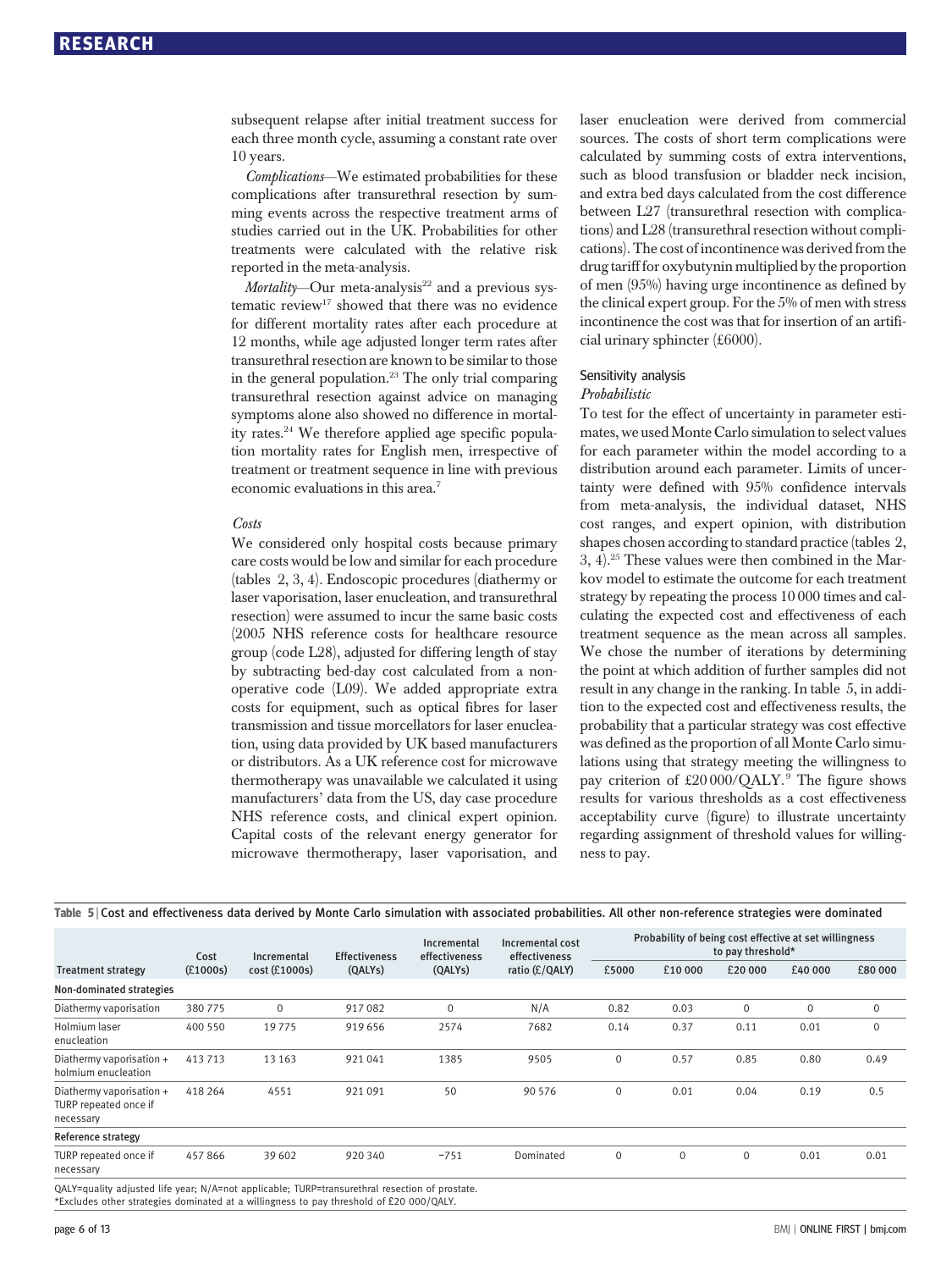subsequent relapse after initial treatment success for each three month cycle, assuming a constant rate over 10 years.

*Complications*—We estimated probabilities for these complications after transurethral resection by summing events across the respective treatment arms of studies carried out in the UK. Probabilities for other treatments were calculated with the relative risk reported in the meta-analysis.

*Mortality*—Our meta-analysis[22] and a previous systematic review[17] showed that there was no evidence for different mortality rates after each procedure at 12 months, while age adjusted longer term rates after transurethral resection are known to be similar to those in the general population.[23] The only trial comparing transurethral resection against advice on managing symptoms alone also showed no difference in mortality rates.[24] We therefore applied age specific population mortality rates for English men, irrespective of treatment or treatment sequence in line with previous economic evaluations in this area.[7]

*Costs*

We considered only hospital costs because primary care costs would be low and similar for each procedure (tables 2, 3, 4). Endoscopic procedures (diathermy or laser vaporisation, laser enucleation, and transurethral resection) were assumed to incur the same basic costs (2005 NHS reference costs for healthcare resource group (code L28), adjusted for differing length of stay by subtracting bed-day cost calculated from a non-operative code (L09). We added appropriate extra costs for equipment, such as optical fibres for laser transmission and tissue morcellators for laser enucleation, using data provided by UK based manufacturers or distributors. As a UK reference cost for microwave thermotherapy was unavailable we calculated it using manufacturers' data from the US, day case procedure NHS reference costs, and clinical expert opinion. Capital costs of the relevant energy generator for microwave thermotherapy, laser vaporisation, and laser enucleation were derived from commercial sources. The costs of short term complications were calculated by summing costs of extra interventions, such as blood transfusion or bladder neck incision, and extra bed days calculated from the cost difference between L27 (transurethral resection with complications) and L28 (transurethral resection without complications). The cost of incontinence was derived from the drug tariff for oxybutynin multiplied by the proportion of men (95%) having urge incontinence as defined by the clinical expert group. For the 5% of men with stress incontinence the cost was that for insertion of an artificial urinary sphincter (£6000).

### Sensitivity analysis

*Probabilistic*

To test for the effect of uncertainty in parameter estimates, we used Monte Carlo simulation to select values for each parameter within the model according to a distribution around each parameter. Limits of uncertainty were defined with 95% confidence intervals from meta-analysis, the individual dataset, NHS cost ranges, and expert opinion, with distribution shapes chosen according to standard practice (tables 2, 3, 4).[25] These values were then combined in the Markov model to estimate the outcome for each treatment strategy by repeating the process 10 000 times and calculating the expected cost and effectiveness of each treatment sequence as the mean across all samples. We chose the number of iterations by determining the point at which addition of further samples did not result in any change in the ranking. In table 5, in addition to the expected cost and effectiveness results, the probability that a particular strategy was cost effective was defined as the proportion of all Monte Carlo simulations using that strategy meeting the willingness to pay criterion of £20 000/QALY.[9] The figure shows results for various thresholds as a cost effectiveness acceptability curve (figure) to illustrate uncertainty regarding assignment of threshold values for willingness to pay.

**Table 5** | Cost and effectiveness data derived by Monte Carlo simulation with associated probabilities. All other non-reference strategies were dominated

| Treatment strategy | Cost (£1000s) | Incremental cost (£1000s) | Effectiveness (QALYs) | Incremental effectiveness (QALYs) | Incremental cost effectiveness ratio (£/QALY) | Probability of being cost effective at set willingness to pay threshold* | | | | |
|---|---|---|---|---|---|---|---|---|---|---|
| | | | | | | £5000 | £10 000 | £20 000 | £40 000 | £80 000 |
| **Non-dominated strategies** | | | | | | | | | | |
| Diathermy vaporisation | 380 775 | 0 | 917 082 | 0 | N/A | 0.82 | 0.03 | 0 | 0 | 0 |
| Holmium laser enucleation | 400 550 | 19 775 | 919 656 | 2574 | 7682 | 0.14 | 0.37 | 0.11 | 0.01 | 0 |
| Diathermy vaporisation + holmium enucleation | 413 713 | 13 163 | 921 041 | 1385 | 9505 | 0 | 0.57 | 0.85 | 0.80 | 0.49 |
| Diathermy vaporisation + TURP repeated once if necessary | 418 264 | 4551 | 921 091 | 50 | 90 576 | 0 | 0.01 | 0.04 | 0.19 | 0.5 |
| **Reference strategy** | | | | | | | | | | |
| TURP repeated once if necessary | 457 866 | 39 602 | 920 340 | −751 | Dominated | 0 | 0 | 0 | 0.01 | 0.01 |

QALY=quality adjusted life year; N/A=not applicable; TURP=transurethral resection of prostate.
*Excludes other strategies dominated at a willingness to pay threshold of £20 000/QALY.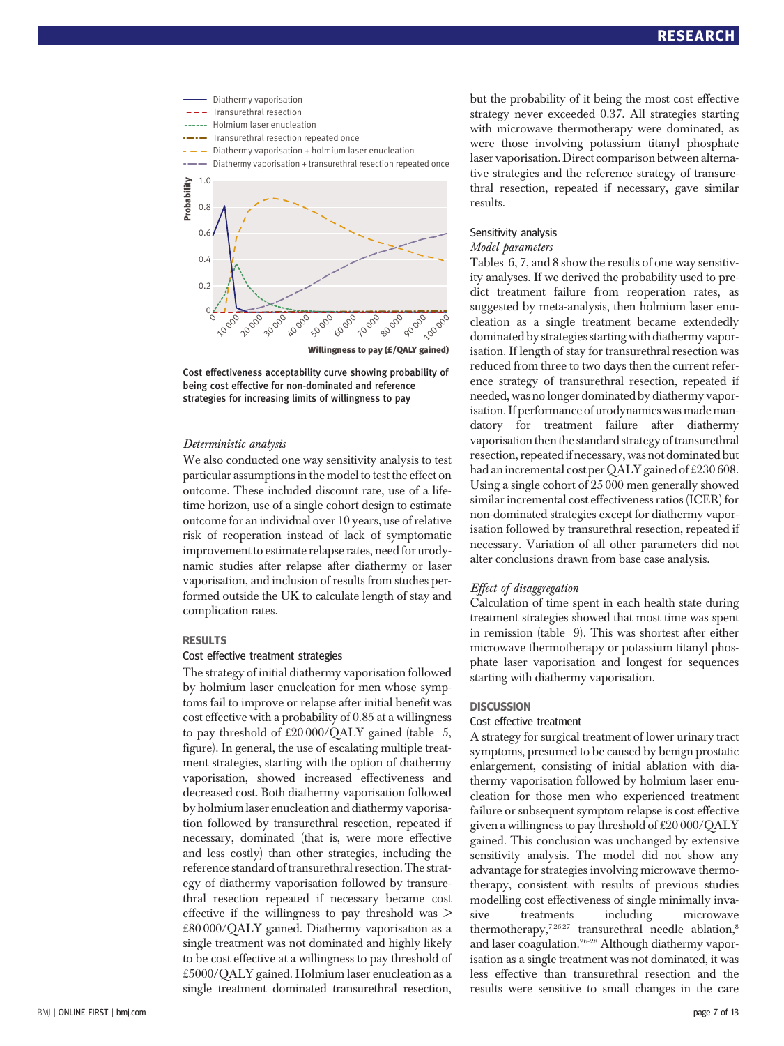Cost effectiveness acceptability curve showing probability of being cost effective for non-dominated and reference strategies for increasing limits of willingness to pay

*Deterministic analysis*

We also conducted one way sensitivity analysis to test particular assumptions in the model to test the effect on outcome. These included discount rate, use of a lifetime horizon, use of a single cohort design to estimate outcome for an individual over 10 years, use of relative risk of reoperation instead of lack of symptomatic improvement to estimate relapse rates, need for urodynamic studies after relapse after diathermy or laser vaporisation, and inclusion of results from studies performed outside the UK to calculate length of stay and complication rates.

## RESULTS

### Cost effective treatment strategies

The strategy of initial diathermy vaporisation followed by holmium laser enucleation for men whose symptoms fail to improve or relapse after initial benefit was cost effective with a probability of 0.85 at a willingness to pay threshold of £20 000/QALY gained (table 5, figure). In general, the use of escalating multiple treatment strategies, starting with the option of diathermy vaporisation, showed increased effectiveness and decreased cost. Both diathermy vaporisation followed by holmium laser enucleation and diathermy vaporisation followed by transurethral resection, repeated if necessary, dominated (that is, were more effective and less costly) than other strategies, including the reference standard of transurethral resection. The strategy of diathermy vaporisation followed by transurethral resection repeated if necessary became cost effective if the willingness to pay threshold was > £80 000/QALY gained. Diathermy vaporisation as a single treatment was not dominated and highly likely to be cost effective at a willingness to pay threshold of £5000/QALY gained. Holmium laser enucleation as a single treatment dominated transurethral resection, but the probability of it being the most cost effective strategy never exceeded 0.37. All strategies starting with microwave thermotherapy were dominated, as were those involving potassium titanyl phosphate laser vaporisation. Direct comparison between alternative strategies and the reference strategy of transurethral resection, repeated if necessary, gave similar results.

### Sensitivity analysis

*Model parameters*

Tables 6, 7, and 8 show the results of one way sensitivity analyses. If we derived the probability used to predict treatment failure from reoperation rates, as suggested by meta-analysis, then holmium laser enucleation as a single treatment became extendedly dominated by strategies starting with diathermy vaporisation. If length of stay for transurethral resection was reduced from three to two days then the current reference strategy of transurethral resection, repeated if needed, was no longer dominated by diathermy vaporisation. If performance of urodynamics was made mandatory for treatment failure after diathermy vaporisation then the standard strategy of transurethral resection, repeated if necessary, was not dominated but had an incremental cost per QALY gained of £230 608. Using a single cohort of 25 000 men generally showed similar incremental cost effectiveness ratios (ICER) for non-dominated strategies except for diathermy vaporisation followed by transurethral resection, repeated if necessary. Variation of all other parameters did not alter conclusions drawn from base case analysis.

*Effect of disaggregation*

Calculation of time spent in each health state during treatment strategies showed that most time was spent in remission (table 9). This was shortest after either microwave thermotherapy or potassium titanyl phosphate laser vaporisation and longest for sequences starting with diathermy vaporisation.

## DISCUSSION

### Cost effective treatment

A strategy for surgical treatment of lower urinary tract symptoms, presumed to be caused by benign prostatic enlargement, consisting of initial ablation with diathermy vaporisation followed by holmium laser enucleation for those men who experienced treatment failure or subsequent symptom relapse is cost effective given a willingness to pay threshold of £20 000/QALY gained. This conclusion was unchanged by extensive sensitivity analysis. The model did not show any advantage for strategies involving microwave thermotherapy, consistent with results of previous studies modelling cost effectiveness of single minimally invasive treatments including microwave thermotherapy,[7,26,27] transurethral needle ablation,[8] and laser coagulation.[26-28] Although diathermy vaporisation as a single treatment was not dominated, it was less effective than transurethral resection and the results were sensitive to small changes in the care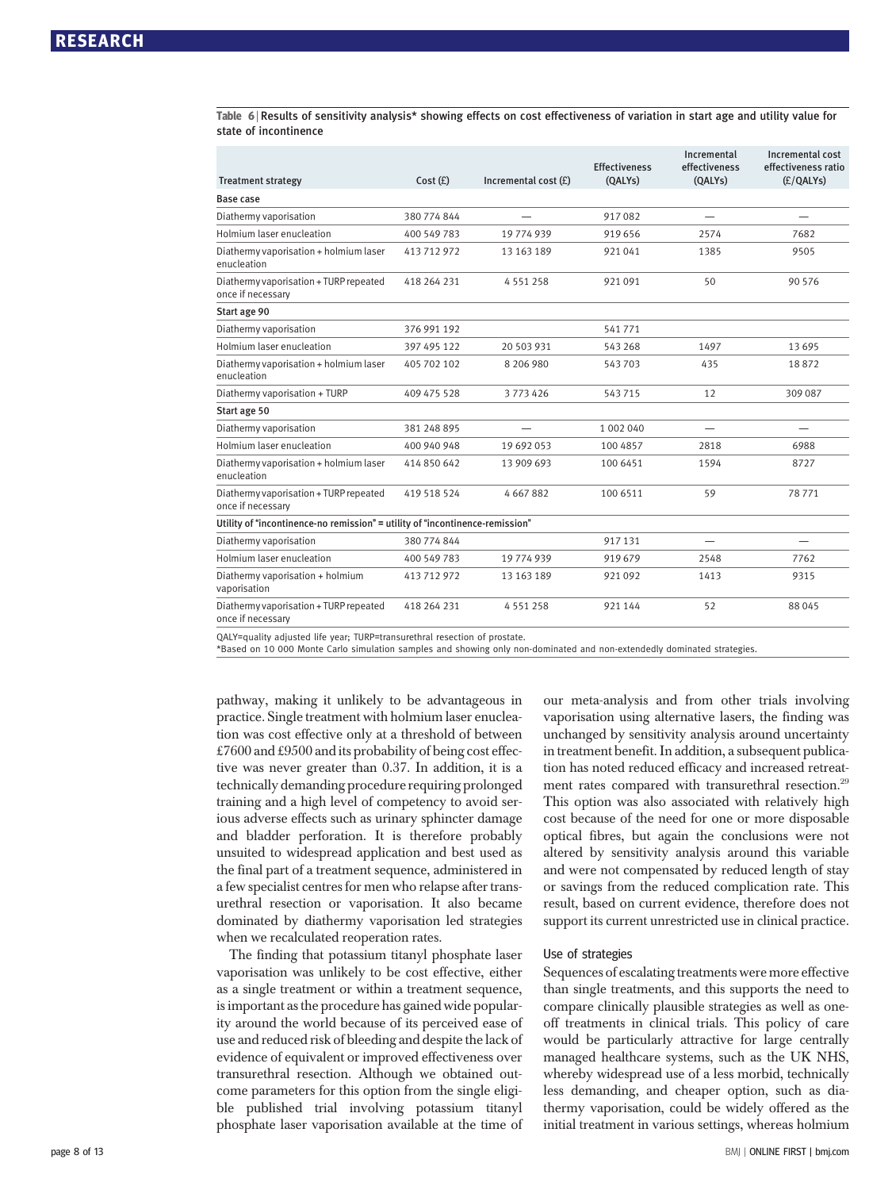Table 6 | Results of sensitivity analysis* showing effects on cost effectiveness of variation in start age and utility value for state of incontinence

| Treatment strategy | Cost (£) | Incremental cost (£) | Effectiveness (QALYs) | Incremental effectiveness (QALYs) | Incremental cost effectiveness ratio (£/QALYs) |
|---|---|---|---|---|---|
| **Base case** | | | | | |
| Diathermy vaporisation | 380 774 844 | — | 917 082 | — | — |
| Holmium laser enucleation | 400 549 783 | 19 774 939 | 919 656 | 2574 | 7682 |
| Diathermy vaporisation + holmium laser enucleation | 413 712 972 | 13 163 189 | 921 041 | 1385 | 9505 |
| Diathermy vaporisation + TURP repeated once if necessary | 418 264 231 | 4 551 258 | 921 091 | 50 | 90 576 |
| **Start age 90** | | | | | |
| Diathermy vaporisation | 376 991 192 | | 541 771 | | |
| Holmium laser enucleation | 397 495 122 | 20 503 931 | 543 268 | 1497 | 13 695 |
| Diathermy vaporisation + holmium laser enucleation | 405 702 102 | 8 206 980 | 543 703 | 435 | 18 872 |
| Diathermy vaporisation + TURP | 409 475 528 | 3 773 426 | 543 715 | 12 | 309 087 |
| **Start age 50** | | | | | |
| Diathermy vaporisation | 381 248 895 | — | 1 002 040 | — | — |
| Holmium laser enucleation | 400 940 948 | 19 692 053 | 100 4857 | 2818 | 6988 |
| Diathermy vaporisation + holmium laser enucleation | 414 850 642 | 13 909 693 | 100 6451 | 1594 | 8727 |
| Diathermy vaporisation + TURP repeated once if necessary | 419 518 524 | 4 667 882 | 100 6511 | 59 | 78 771 |
| **Utility of "incontinence-no remission" = utility of "incontinence-remission"** | | | | | |
| Diathermy vaporisation | 380 774 844 | | 917 131 | — | — |
| Holmium laser enucleation | 400 549 783 | 19 774 939 | 919 679 | 2548 | 7762 |
| Diathermy vaporisation + holmium vaporisation | 413 712 972 | 13 163 189 | 921 092 | 1413 | 9315 |
| Diathermy vaporisation + TURP repeated once if necessary | 418 264 231 | 4 551 258 | 921 144 | 52 | 88 045 |

QALY=quality adjusted life year; TURP=transurethral resection of prostate.
*Based on 10 000 Monte Carlo simulation samples and showing only non-dominated and non-extendedly dominated strategies.

pathway, making it unlikely to be advantageous in practice. Single treatment with holmium laser enucleation was cost effective only at a threshold of between £7600 and £9500 and its probability of being cost effective was never greater than 0.37. In addition, it is a technically demanding procedure requiring prolonged training and a high level of competency to avoid serious adverse effects such as urinary sphincter damage and bladder perforation. It is therefore probably unsuited to widespread application and best used as the final part of a treatment sequence, administered in a few specialist centres for men who relapse after transurethral resection or vaporisation. It also became dominated by diathermy vaporisation led strategies when we recalculated reoperation rates.

The finding that potassium titanyl phosphate laser vaporisation was unlikely to be cost effective, either as a single treatment or within a treatment sequence, is important as the procedure has gained wide popularity around the world because of its perceived ease of use and reduced risk of bleeding and despite the lack of evidence of equivalent or improved effectiveness over transurethral resection. Although we obtained outcome parameters for this option from the single eligible published trial involving potassium titanyl phosphate laser vaporisation available at the time of our meta-analysis and from other trials involving vaporisation using alternative lasers, the finding was unchanged by sensitivity analysis around uncertainty in treatment benefit. In addition, a subsequent publication has noted reduced efficacy and increased retreatment rates compared with transurethral resection.[29] This option was also associated with relatively high cost because of the need for one or more disposable optical fibres, but again the conclusions were not altered by sensitivity analysis around this variable and were not compensated by reduced length of stay or savings from the reduced complication rate. This result, based on current evidence, therefore does not support its current unrestricted use in clinical practice.

### Use of strategies

Sequences of escalating treatments were more effective than single treatments, and this supports the need to compare clinically plausible strategies as well as one-off treatments in clinical trials. This policy of care would be particularly attractive for large centrally managed healthcare systems, such as the UK NHS, whereby widespread use of a less morbid, technically less demanding, and cheaper option, such as diathermy vaporisation, could be widely offered as the initial treatment in various settings, whereas holmium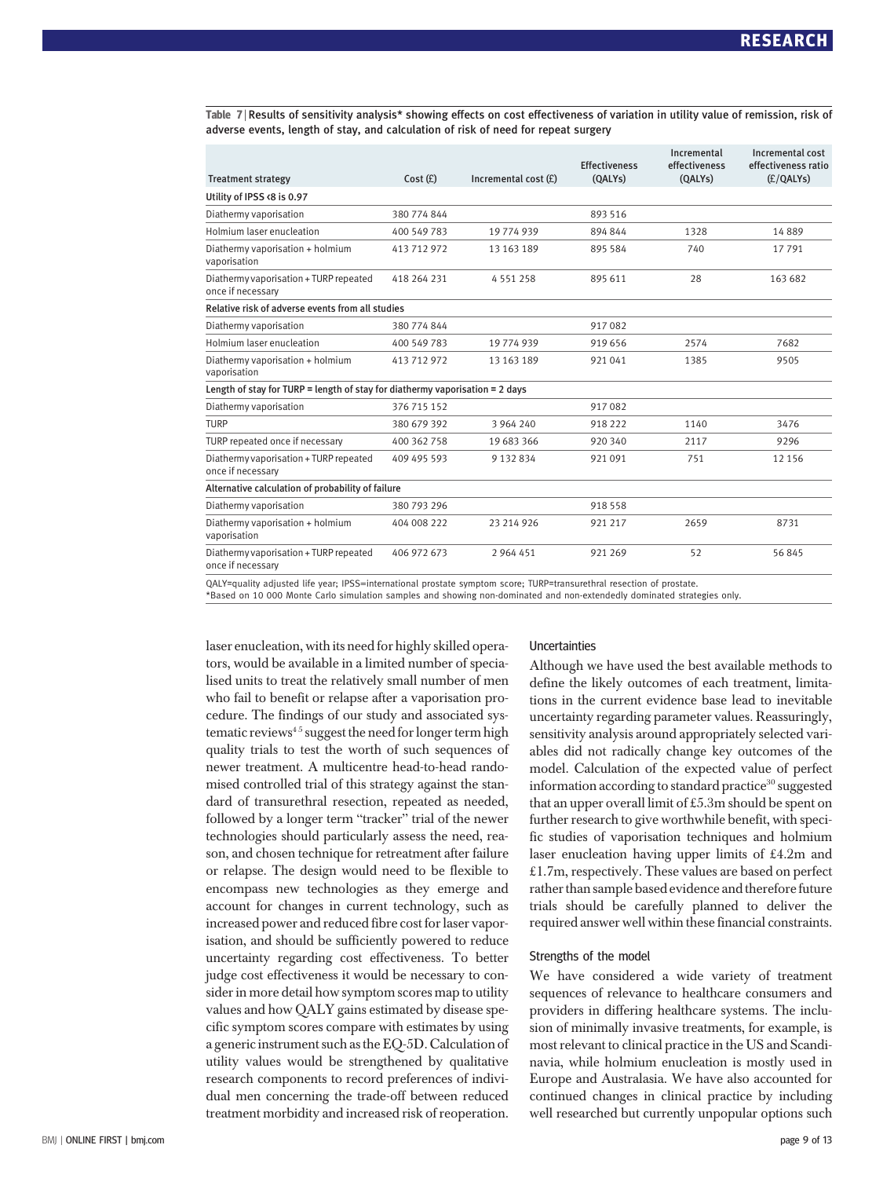Table 7 | Results of sensitivity analysis* showing effects on cost effectiveness of variation in utility value of remission, risk of adverse events, length of stay, and calculation of risk of need for repeat surgery

| Treatment strategy | Cost (£) | Incremental cost (£) | Effectiveness (QALYs) | Incremental effectiveness (QALYs) | Incremental cost effectiveness ratio (£/QALYs) |
|---|---|---|---|---|---|
| **Utility of IPSS <8 is 0.97** | | | | | |
| Diathermy vaporisation | 380 774 844 | | 893 516 | | |
| Holmium laser enucleation | 400 549 783 | 19 774 939 | 894 844 | 1328 | 14 889 |
| Diathermy vaporisation + holmium vaporisation | 413 712 972 | 13 163 189 | 895 584 | 740 | 17 791 |
| Diathermy vaporisation + TURP repeated once if necessary | 418 264 231 | 4 551 258 | 895 611 | 28 | 163 682 |
| **Relative risk of adverse events from all studies** | | | | | |
| Diathermy vaporisation | 380 774 844 | | 917 082 | | |
| Holmium laser enucleation | 400 549 783 | 19 774 939 | 919 656 | 2574 | 7682 |
| Diathermy vaporisation + holmium vaporisation | 413 712 972 | 13 163 189 | 921 041 | 1385 | 9505 |
| **Length of stay for TURP = length of stay for diathermy vaporisation = 2 days** | | | | | |
| Diathermy vaporisation | 376 715 152 | | 917 082 | | |
| TURP | 380 679 392 | 3 964 240 | 918 222 | 1140 | 3476 |
| TURP repeated once if necessary | 400 362 758 | 19 683 366 | 920 340 | 2117 | 9296 |
| Diathermy vaporisation + TURP repeated once if necessary | 409 495 593 | 9 132 834 | 921 091 | 751 | 12 156 |
| **Alternative calculation of probability of failure** | | | | | |
| Diathermy vaporisation | 380 793 296 | | 918 558 | | |
| Diathermy vaporisation + holmium vaporisation | 404 008 222 | 23 214 926 | 921 217 | 2659 | 8731 |
| Diathermy vaporisation + TURP repeated once if necessary | 406 972 673 | 2 964 451 | 921 269 | 52 | 56 845 |

QALY=quality adjusted life year; IPSS=international prostate symptom score; TURP=transurethral resection of prostate.
*Based on 10 000 Monte Carlo simulation samples and showing non-dominated and non-extendedly dominated strategies only.

laser enucleation, with its need for highly skilled operators, would be available in a limited number of specialised units to treat the relatively small number of men who fail to benefit or relapse after a vaporisation procedure. The findings of our study and associated systematic reviews[4,5] suggest the need for longer term high quality trials to test the worth of such sequences of newer treatment. A multicentre head-to-head randomised controlled trial of this strategy against the standard of transurethral resection, repeated as needed, followed by a longer term "tracker" trial of the newer technologies should particularly assess the need, reason, and chosen technique for retreatment after failure or relapse. The design would need to be flexible to encompass new technologies as they emerge and account for changes in current technology, such as increased power and reduced fibre cost for laser vaporisation, and should be sufficiently powered to reduce uncertainty regarding cost effectiveness. To better judge cost effectiveness it would be necessary to consider in more detail how symptom scores map to utility values and how QALY gains estimated by disease specific symptom scores compare with estimates by using a generic instrument such as the EQ-5D. Calculation of utility values would be strengthened by qualitative research components to record preferences of individual men concerning the trade-off between reduced treatment morbidity and increased risk of reoperation.

### Uncertainties

Although we have used the best available methods to define the likely outcomes of each treatment, limitations in the current evidence base lead to inevitable uncertainty regarding parameter values. Reassuringly, sensitivity analysis around appropriately selected variables did not radically change key outcomes of the model. Calculation of the expected value of perfect information according to standard practice[30] suggested that an upper overall limit of £5.3m should be spent on further research to give worthwhile benefit, with specific studies of vaporisation techniques and holmium laser enucleation having upper limits of £4.2m and £1.7m, respectively. These values are based on perfect rather than sample based evidence and therefore future trials should be carefully planned to deliver the required answer well within these financial constraints.

### Strengths of the model

We have considered a wide variety of treatment sequences of relevance to healthcare consumers and providers in differing healthcare systems. The inclusion of minimally invasive treatments, for example, is most relevant to clinical practice in the US and Scandinavia, while holmium enucleation is mostly used in Europe and Australasia. We have also accounted for continued changes in clinical practice by including well researched but currently unpopular options such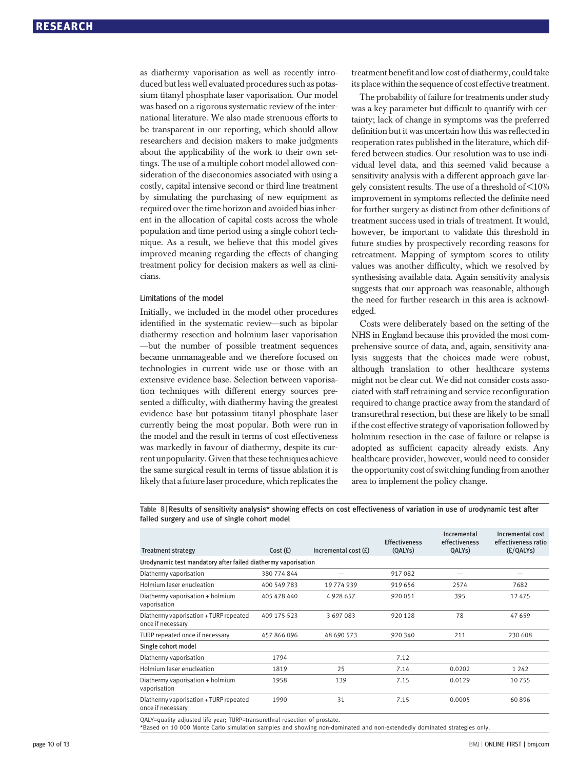as diathermy vaporisation as well as recently introduced but less well evaluated procedures such as potassium titanyl phosphate laser vaporisation. Our model was based on a rigorous systematic review of the international literature. We also made strenuous efforts to be transparent in our reporting, which should allow researchers and decision makers to make judgments about the applicability of the work to their own settings. The use of a multiple cohort model allowed consideration of the diseconomies associated with using a costly, capital intensive second or third line treatment by simulating the purchasing of new equipment as required over the time horizon and avoided bias inherent in the allocation of capital costs across the whole population and time period using a single cohort technique. As a result, we believe that this model gives improved meaning regarding the effects of changing treatment policy for decision makers as well as clinicians.

#### Limitations of the model

Initially, we included in the model other procedures identified in the systematic review—such as bipolar diathermy resection and holmium laser vaporisation—but the number of possible treatment sequences became unmanageable and we therefore focused on technologies in current wide use or those with an extensive evidence base. Selection between vaporisation techniques with different energy sources presented a difficulty, with diathermy having the greatest evidence base but potassium titanyl phosphate laser currently being the most popular. Both were run in the model and the result in terms of cost effectiveness was markedly in favour of diathermy, despite its current unpopularity. Given that these techniques achieve the same surgical result in terms of tissue ablation it is likely that a future laser procedure, which replicates the treatment benefit and low cost of diathermy, could take its place within the sequence of cost effective treatment.

The probability of failure for treatments under study was a key parameter but difficult to quantify with certainty; lack of change in symptoms was the preferred definition but it was uncertain how this was reflected in reoperation rates published in the literature, which differed between studies. Our resolution was to use individual level data, and this seemed valid because a sensitivity analysis with a different approach gave largely consistent results. The use of a threshold of <10% improvement in symptoms reflected the definite need for further surgery as distinct from other definitions of treatment success used in trials of treatment. It would, however, be important to validate this threshold in future studies by prospectively recording reasons for retreatment. Mapping of symptom scores to utility values was another difficulty, which we resolved by synthesising available data. Again sensitivity analysis suggests that our approach was reasonable, although the need for further research in this area is acknowledged.

Costs were deliberately based on the setting of the NHS in England because this provided the most comprehensive source of data, and, again, sensitivity analysis suggests that the choices made were robust, although translation to other healthcare systems might not be clear cut. We did not consider costs associated with staff retraining and service reconfiguration required to change practice away from the standard of transurethral resection, but these are likely to be small if the cost effective strategy of vaporisation followed by holmium resection in the case of failure or relapse is adopted as sufficient capacity already exists. Any healthcare provider, however, would need to consider the opportunity cost of switching funding from another area to implement the policy change.

**Table 8** | **Results of sensitivity analysis\* showing effects on cost effectiveness of variation in use of urodynamic test after failed surgery and use of single cohort model**

| Treatment strategy | Cost (£) | Incremental cost (£) | Effectiveness (QALYs) | Incremental effectiveness QALYs) | Incremental cost effectiveness ratio (£/QALYs) |
|---|---|---|---|---|---|
| **Urodynamic test mandatory after failed diathermy vaporisation** | | | | | |
| Diathermy vaporisation | 380 774 844 | — | 917 082 | — | — |
| Holmium laser enucleation | 400 549 783 | 19 774 939 | 919 656 | 2574 | 7682 |
| Diathermy vaporisation + holmium vaporisation | 405 478 440 | 4 928 657 | 920 051 | 395 | 12 475 |
| Diathermy vaporisation + TURP repeated once if necessary | 409 175 523 | 3 697 083 | 920 128 | 78 | 47 659 |
| TURP repeated once if necessary | 457 866 096 | 48 690 573 | 920 340 | 211 | 230 608 |
| **Single cohort model** | | | | | |
| Diathermy vaporisation | 1794 | | 7.12 | | |
| Holmium laser enucleation | 1819 | 25 | 7.14 | 0.0202 | 1 242 |
| Diathermy vaporisation + holmium vaporisation | 1958 | 139 | 7.15 | 0.0129 | 10 755 |
| Diathermy vaporisation + TURP repeated once if necessary | 1990 | 31 | 7.15 | 0.0005 | 60 896 |

QALY=quality adjusted life year; TURP=transurethral resection of prostate.

\*Based on 10 000 Monte Carlo simulation samples and showing non-dominated and non-extendedly dominated strategies only.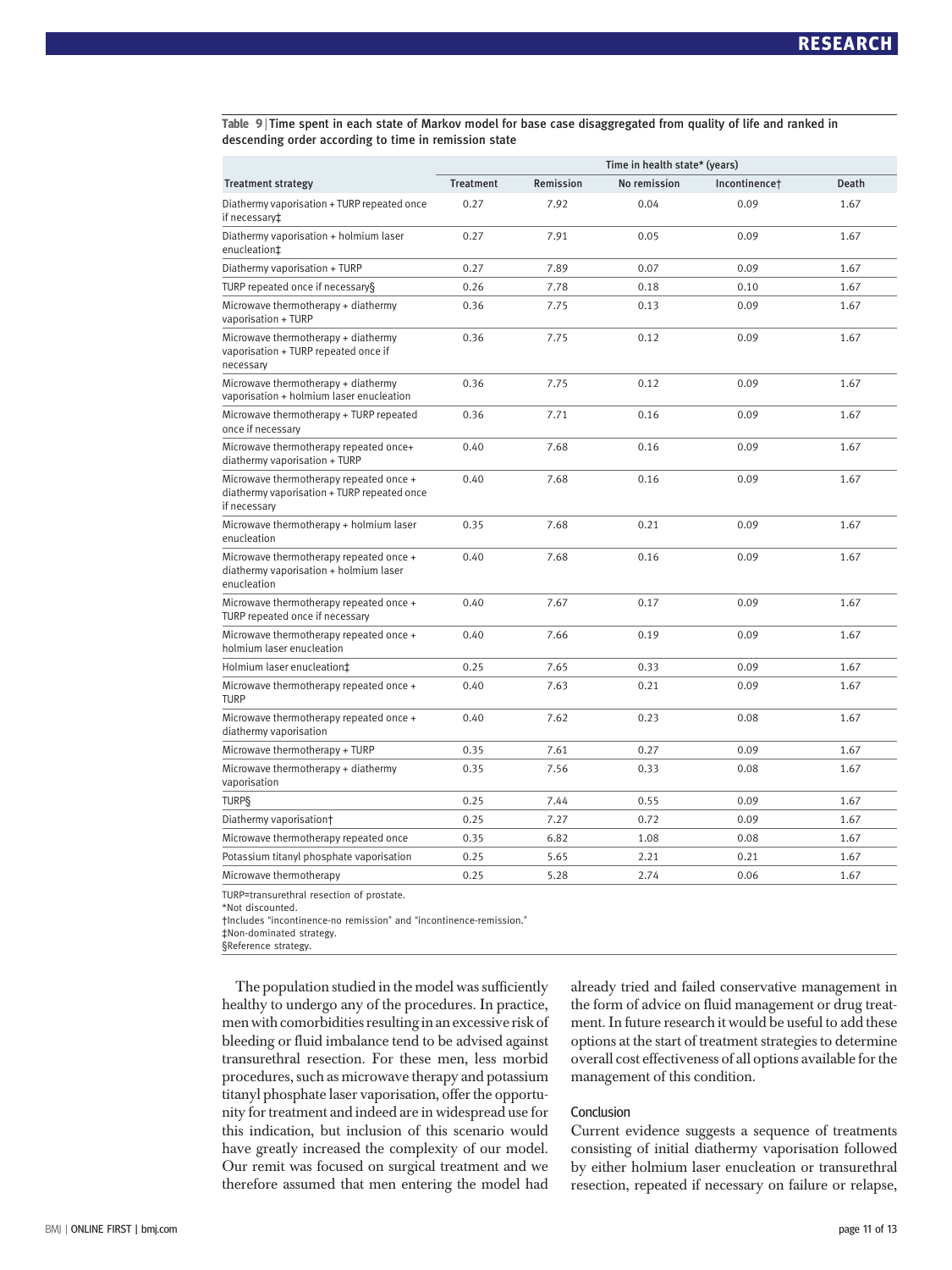**Table 9** | Time spent in each state of Markov model for base case disaggregated from quality of life and ranked in descending order according to time in remission state

| Treatment strategy | Time in health state* (years) | | | | |
|---|---|---|---|---|---|
| | Treatment | Remission | No remission | Incontinence† | Death |
| Diathermy vaporisation + TURP repeated once if necessary‡ | 0.27 | 7.92 | 0.04 | 0.09 | 1.67 |
| Diathermy vaporisation + holmium laser enucleation‡ | 0.27 | 7.91 | 0.05 | 0.09 | 1.67 |
| Diathermy vaporisation + TURP | 0.27 | 7.89 | 0.07 | 0.09 | 1.67 |
| TURP repeated once if necessary§ | 0.26 | 7.78 | 0.18 | 0.10 | 1.67 |
| Microwave thermotherapy + diathermy vaporisation + TURP | 0.36 | 7.75 | 0.13 | 0.09 | 1.67 |
| Microwave thermotherapy + diathermy vaporisation + TURP repeated once if necessary | 0.36 | 7.75 | 0.12 | 0.09 | 1.67 |
| Microwave thermotherapy + diathermy vaporisation + holmium laser enucleation | 0.36 | 7.75 | 0.12 | 0.09 | 1.67 |
| Microwave thermotherapy + TURP repeated once if necessary | 0.36 | 7.71 | 0.16 | 0.09 | 1.67 |
| Microwave thermotherapy repeated once+ diathermy vaporisation + TURP | 0.40 | 7.68 | 0.16 | 0.09 | 1.67 |
| Microwave thermotherapy repeated once + diathermy vaporisation + TURP repeated once if necessary | 0.40 | 7.68 | 0.16 | 0.09 | 1.67 |
| Microwave thermotherapy + holmium laser enucleation | 0.35 | 7.68 | 0.21 | 0.09 | 1.67 |
| Microwave thermotherapy repeated once + diathermy vaporisation + holmium laser enucleation | 0.40 | 7.68 | 0.16 | 0.09 | 1.67 |
| Microwave thermotherapy repeated once + TURP repeated once if necessary | 0.40 | 7.67 | 0.17 | 0.09 | 1.67 |
| Microwave thermotherapy repeated once + holmium laser enucleation | 0.40 | 7.66 | 0.19 | 0.09 | 1.67 |
| Holmium laser enucleation‡ | 0.25 | 7.65 | 0.33 | 0.09 | 1.67 |
| Microwave thermotherapy repeated once + TURP | 0.40 | 7.63 | 0.21 | 0.09 | 1.67 |
| Microwave thermotherapy repeated once + diathermy vaporisation | 0.40 | 7.62 | 0.23 | 0.08 | 1.67 |
| Microwave thermotherapy + TURP | 0.35 | 7.61 | 0.27 | 0.09 | 1.67 |
| Microwave thermotherapy + diathermy vaporisation | 0.35 | 7.56 | 0.33 | 0.08 | 1.67 |
| TURP§ | 0.25 | 7.44 | 0.55 | 0.09 | 1.67 |
| Diathermy vaporisation† | 0.25 | 7.27 | 0.72 | 0.09 | 1.67 |
| Microwave thermotherapy repeated once | 0.35 | 6.82 | 1.08 | 0.08 | 1.67 |
| Potassium titanyl phosphate vaporisation | 0.25 | 5.65 | 2.21 | 0.21 | 1.67 |
| Microwave thermotherapy | 0.25 | 5.28 | 2.74 | 0.06 | 1.67 |

TURP=transurethral resection of prostate.
*Not discounted.
†Includes "incontinence-no remission" and "incontinence-remission."
‡Non-dominated strategy.
§Reference strategy.

The population studied in the model was sufficiently healthy to undergo any of the procedures. In practice, men with comorbidities resulting in an excessive risk of bleeding or fluid imbalance tend to be advised against transurethral resection. For these men, less morbid procedures, such as microwave therapy and potassium titanyl phosphate laser vaporisation, offer the opportunity for treatment and indeed are in widespread use for this indication, but inclusion of this scenario would have greatly increased the complexity of our model. Our remit was focused on surgical treatment and we therefore assumed that men entering the model had already tried and failed conservative management in the form of advice on fluid management or drug treatment. In future research it would be useful to add these options at the start of treatment strategies to determine overall cost effectiveness of all options available for the management of this condition.

### Conclusion

Current evidence suggests a sequence of treatments consisting of initial diathermy vaporisation followed by either holmium laser enucleation or transurethral resection, repeated if necessary on failure or relapse,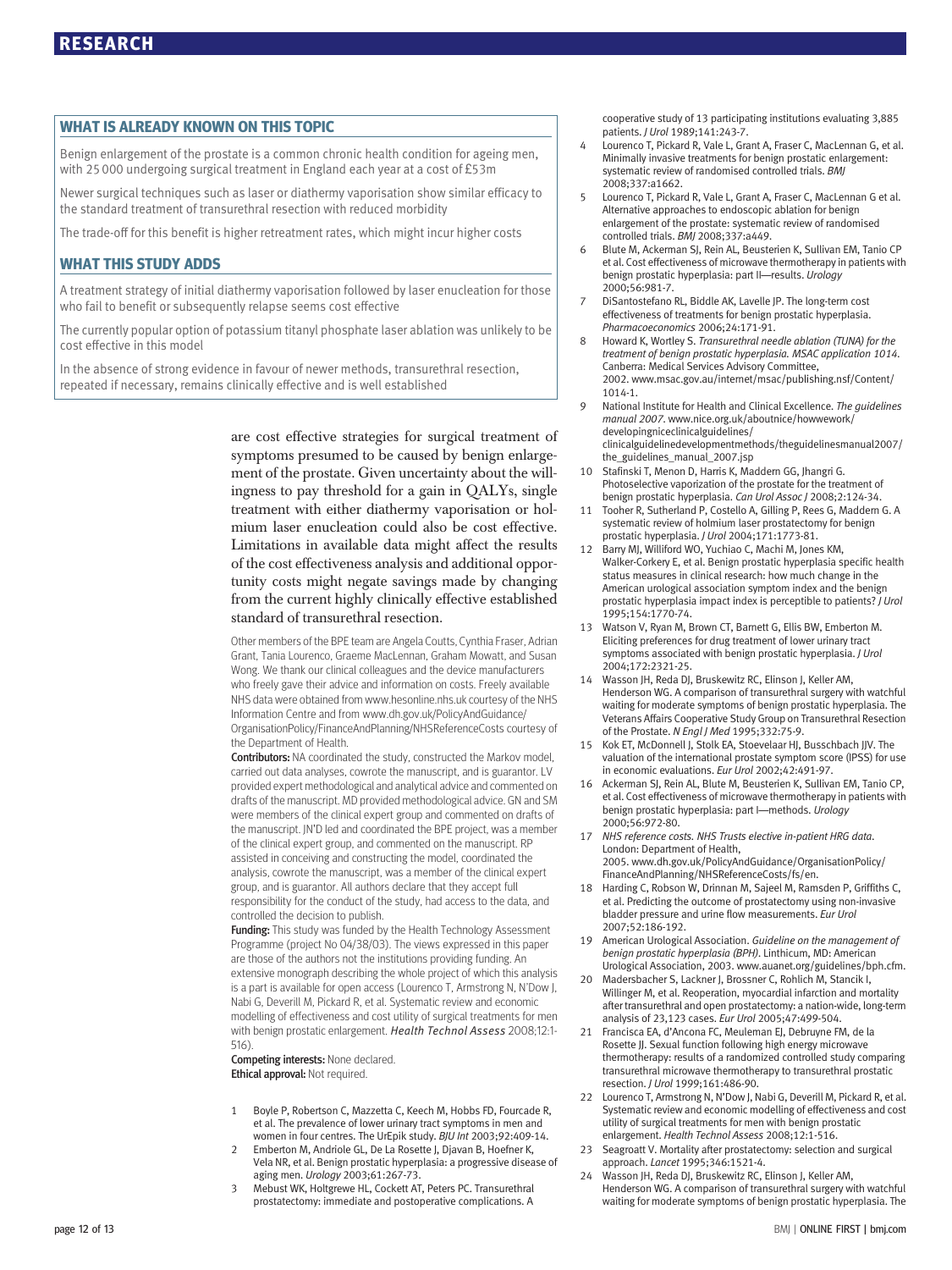## WHAT IS ALREADY KNOWN ON THIS TOPIC

Benign enlargement of the prostate is a common chronic health condition for ageing men, with 25 000 undergoing surgical treatment in England each year at a cost of £53m

Newer surgical techniques such as laser or diathermy vaporisation show similar efficacy to the standard treatment of transurethral resection with reduced morbidity

The trade-off for this benefit is higher retreatment rates, which might incur higher costs

## WHAT THIS STUDY ADDS

A treatment strategy of initial diathermy vaporisation followed by laser enucleation for those who fail to benefit or subsequently relapse seems cost effective

The currently popular option of potassium titanyl phosphate laser ablation was unlikely to be cost effective in this model

In the absence of strong evidence in favour of newer methods, transurethral resection, repeated if necessary, remains clinically effective and is well established

are cost effective strategies for surgical treatment of symptoms presumed to be caused by benign enlargement of the prostate. Given uncertainty about the willingness to pay threshold for a gain in QALYs, single treatment with either diathermy vaporisation or holmium laser enucleation could also be cost effective. Limitations in available data might affect the results of the cost effectiveness analysis and additional opportunity costs might negate savings made by changing from the current highly clinically effective established standard of transurethral resection.

Other members of the BPE team are Angela Coutts, Cynthia Fraser, Adrian Grant, Tania Lourenco, Graeme MacLennan, Graham Mowatt, and Susan Wong. We thank our clinical colleagues and the device manufacturers who freely gave their advice and information on costs. Freely available NHS data were obtained from www.hesonline.nhs.uk courtesy of the NHS Information Centre and from www.dh.gov.uk/PolicyAndGuidance/OrganisationPolicy/FinanceAndPlanning/NHSReferenceCosts courtesy of the Department of Health.

**Contributors:** NA coordinated the study, constructed the Markov model, carried out data analyses, cowrote the manuscript, and is guarantor. LV provided expert methodological and analytical advice and commented on drafts of the manuscript. MD provided methodological advice. GN and SM were members of the clinical expert group and commented on drafts of the manuscript. JN'D led and coordinated the BPE project, was a member of the clinical expert group, and commented on the manuscript. RP assisted in conceiving and constructing the model, coordinated the analysis, cowrote the manuscript, was a member of the clinical expert group, and is guarantor. All authors declare that they accept full responsibility for the conduct of the study, had access to the data, and controlled the decision to publish.

**Funding:** This study was funded by the Health Technology Assessment Programme (project No 04/38/03). The views expressed in this paper are those of the authors not the institutions providing funding. An extensive monograph describing the whole project of which this analysis is a part is available for open access (Lourenco T, Armstrong N, N'Dow J, Nabi G, Deverill M, Pickard R, et al. Systematic review and economic modelling of effectiveness and cost utility of surgical treatments for men with benign prostatic enlargement. *Health Technol Assess* 2008;12:1-516).

**Competing interests:** None declared.

**Ethical approval:** Not required.

1. Boyle P, Robertson C, Mazzetta C, Keech M, Hobbs FD, Fourcade R, et al. The prevalence of lower urinary tract symptoms in men and women in four centres. The UrEpik study. *BJU Int* 2003;92:409-14.
2. Emberton M, Andriole GL, De La Rosette J, Djavan B, Hoefner K, Vela NR, et al. Benign prostatic hyperplasia: a progressive disease of aging men. *Urology* 2003;61:267-73.
3. Mebust WK, Holtgrewe HL, Cockett AT, Peters PC. Transurethral prostatectomy: immediate and postoperative complications. A cooperative study of 13 participating institutions evaluating 3,885 patients. *J Urol* 1989;141:243-7.
4. Lourenco T, Pickard R, Vale L, Grant A, Fraser C, MacLennan G, et al. Minimally invasive treatments for benign prostatic enlargement: systematic review of randomised controlled trials. *BMJ* 2008;337:a1662.
5. Lourenco T, Pickard R, Vale L, Grant A, Fraser C, MacLennan G et al. Alternative approaches to endoscopic ablation for benign enlargement of the prostate: systematic review of randomised controlled trials. *BMJ* 2008;337:a449.
6. Blute M, Ackerman SJ, Rein AL, Beusterien K, Sullivan EM, Tanio CP et al. Cost effectiveness of microwave thermotherapy in patients with benign prostatic hyperplasia: part II—results. *Urology* 2000;56:981-7.
7. DiSantostefano RL, Biddle AK, Lavelle JP. The long-term cost effectiveness of treatments for benign prostatic hyperplasia. *Pharmacoeconomics* 2006;24:171-91.
8. Howard K, Wortley S. *Transurethral needle ablation (TUNA) for the treatment of benign prostatic hyperplasia. MSAC application 1014.* Canberra: Medical Services Advisory Committee, 2002. www.msac.gov.au/internet/msac/publishing.nsf/Content/1014-1.
9. National Institute for Health and Clinical Excellence. *The guidelines manual 2007*. www.nice.org.uk/aboutnice/howwework/developingniceclinicalguidelines/clinicalguidelinedevelopmentmethods/theguidelinesmanual2007/the_guidelines_manual_2007.jsp
10. Stafinski T, Menon D, Harris K, Maddern GG, Jhangri G. Photoselective vaporization of the prostate for the treatment of benign prostatic hyperplasia. *Can Urol Assoc J* 2008;2:124-34.
11. Tooher R, Sutherland P, Costello A, Gilling P, Rees G, Maddern G. A systematic review of holmium laser prostatectomy for benign prostatic hyperplasia. *J Urol* 2004;171:1773-81.
12. Barry MJ, Williford WO, Yuchiao C, Machi M, Jones KM, Walker-Corkery E, et al. Benign prostatic hyperplasia specific health status measures in clinical research: how much change in the American urological association symptom index and the benign prostatic hyperplasia impact index is perceptible to patients? *J Urol* 1995;154:1770-74.
13. Watson V, Ryan M, Brown CT, Barnett G, Ellis BW, Emberton M. Eliciting preferences for drug treatment of lower urinary tract symptoms associated with benign prostatic hyperplasia. *J Urol* 2004;172:2321-25.
14. Wasson JH, Reda DJ, Bruskewitz RC, Elinson J, Keller AM, Henderson WG. A comparison of transurethral surgery with watchful waiting for moderate symptoms of benign prostatic hyperplasia. The Veterans Affairs Cooperative Study Group on Transurethral Resection of the Prostate. *N Engl J Med* 1995;332:75-9.
15. Kok ET, McDonnell J, Stolk EA, Stoevelaar HJ, Busschbach JJV. The valuation of the international prostate symptom score (IPSS) for use in economic evaluations. *Eur Urol* 2002;42:491-97.
16. Ackerman SJ, Rein AL, Blute M, Beusterien K, Sullivan EM, Tanio CP, et al. Cost effectiveness of microwave thermotherapy in patients with benign prostatic hyperplasia: part I—methods. *Urology* 2000;56:972-80.
17. *NHS reference costs. NHS Trusts elective in-patient HRG data*. London: Department of Health, 2005. www.dh.gov.uk/PolicyAndGuidance/OrganisationPolicy/FinanceAndPlanning/NHSReferenceCosts/fs/en.
18. Harding C, Robson W, Drinnan M, Sajeel M, Ramsden P, Griffiths C, et al. Predicting the outcome of prostatectomy using non-invasive bladder pressure and urine flow measurements. *Eur Urol* 2007;52:186-192.
19. American Urological Association. *Guideline on the management of benign prostatic hyperplasia (BPH)*. Linthicum, MD: American Urological Association, 2003. www.auanet.org/guidelines/bph.cfm.
20. Madersbacher S, Lackner J, Brossner C, Rohlich M, Stancik I, Willinger M, et al. Reoperation, myocardial infarction and mortality after transurethral and open prostatectomy: a nation-wide, long-term analysis of 23,123 cases. *Eur Urol* 2005;47:499-504.
21. Francisca EA, d'Ancona FC, Meuleman EJ, Debruyne FM, de la Rosette JJ. Sexual function following high energy microwave thermotherapy: results of a randomized controlled study comparing transurethral microwave thermotherapy to transurethral prostatic resection. *J Urol* 1999;161:486-90.
22. Lourenco T, Armstrong N, N'Dow J, Nabi G, Deverill M, Pickard R, et al. Systematic review and economic modelling of effectiveness and cost utility of surgical treatments for men with benign prostatic enlargement. *Health Technol Assess* 2008;12:1-516.
23. Seagroatt V. Mortality after prostatectomy: selection and surgical approach. *Lancet* 1995;346:1521-4.
24. Wasson JH, Reda DJ, Bruskewitz RC, Elinson J, Keller AM, Henderson WG. A comparison of transurethral surgery with watchful waiting for moderate symptoms of benign prostatic hyperplasia. The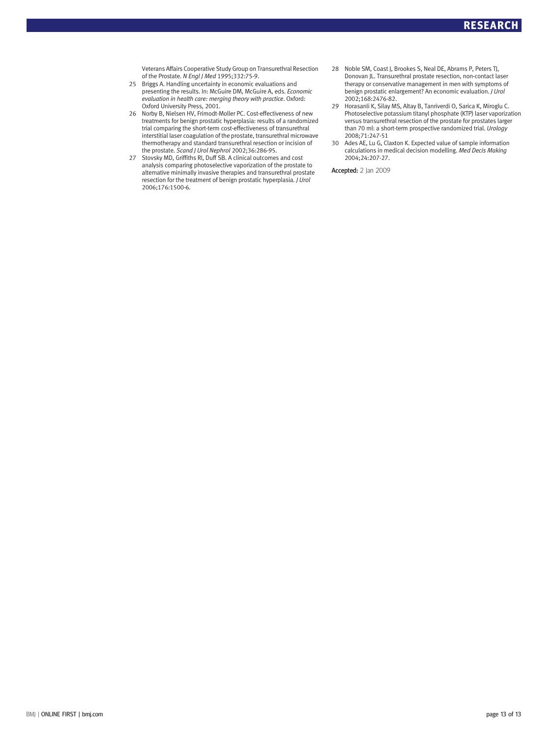Veterans Affairs Cooperative Study Group on Transurethral Resection of the Prostate. *N Engl J Med* 1995;332:75-9.

25 Briggs A. Handling uncertainty in economic evaluations and presenting the results. In: McGuire DM, McGuire A, eds. *Economic evaluation in health care: merging theory with practice*. Oxford: Oxford University Press, 2001.

26 Norby B, Nielsen HV, Frimodt-Moller PC. Cost-effectiveness of new treatments for benign prostatic hyperplasia: results of a randomized trial comparing the short-term cost-effectiveness of transurethral interstitial laser coagulation of the prostate, transurethral microwave thermotherapy and standard transurethral resection or incision of the prostate. *Scand J Urol Nephrol* 2002;36:286-95.

27 Stovsky MD, Griffiths RI, Duff SB. A clinical outcomes and cost analysis comparing photoselective vaporization of the prostate to alternative minimally invasive therapies and transurethral prostate resection for the treatment of benign prostatic hyperplasia. *J Urol* 2006;176:1500-6.

28 Noble SM, Coast J, Brookes S, Neal DE, Abrams P, Peters TJ, Donovan JL. Transurethral prostate resection, non-contact laser therapy or conservative management in men with symptoms of benign prostatic enlargement? An economic evaluation. *J Urol* 2002;168:2476-82.

29 Horasanli K, Silay MS, Altay B, Tanriverdi O, Sarica K, Miroglu C. Photoselective potassium titanyl phosphate (KTP) laser vaporization versus transurethral resection of the prostate for prostates larger than 70 ml: a short-term prospective randomized trial. *Urology* 2008;71:247-51

30 Ades AE, Lu G, Claxton K. Expected value of sample information calculations in medical decision modelling. *Med Decis Making* 2004;24:207-27.

**Accepted:** 2 Jan 2009